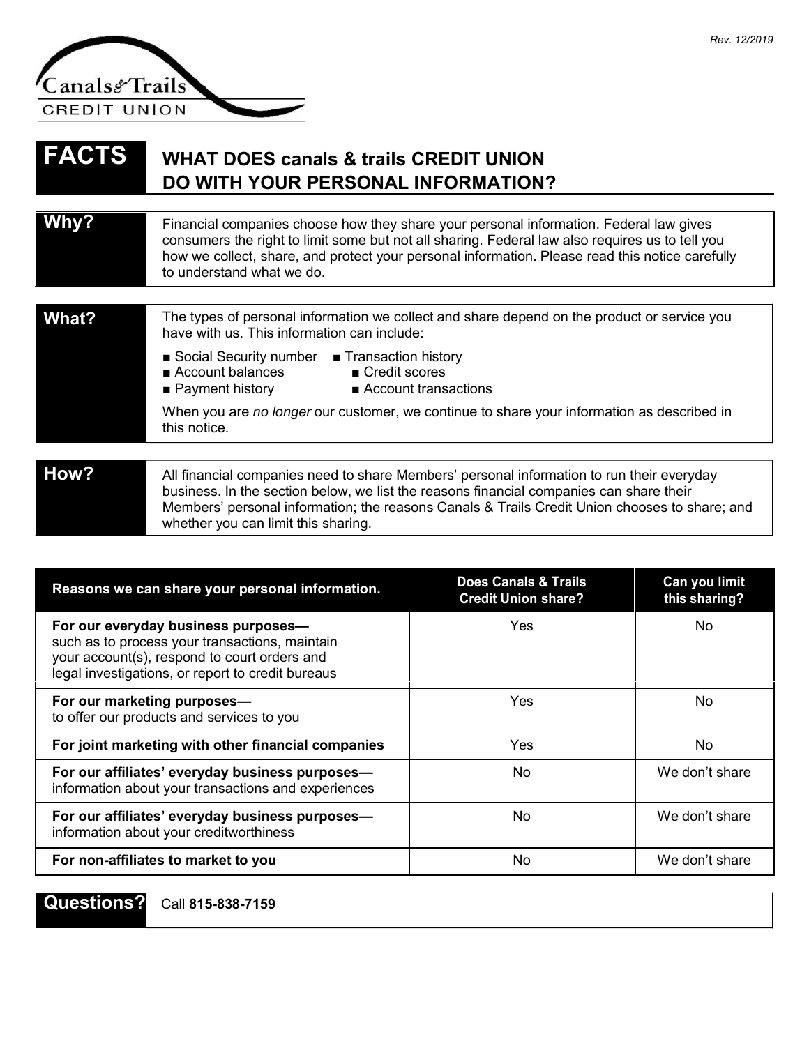Rev. 12/2019

Canals & Trails CREDIT UNION

# FACTS — WHAT DOES canals & trails CREDIT UNION DO WITH YOUR PERSONAL INFORMATION?

| | |
|---|---|
| **Why?** | Financial companies choose how they share your personal information. Federal law gives consumers the right to limit some but not all sharing. Federal law also requires us to tell you how we collect, share, and protect your personal information. Please read this notice carefully to understand what we do. |
| **What?** | The types of personal information we collect and share depend on the product or service you have with us. This information can include:<br>■ Social Security number ■ Transaction history<br>■ Account balances ■ Credit scores<br>■ Payment history ■ Account transactions<br>When you are *no longer* our customer, we continue to share your information as described in this notice. |
| **How?** | All financial companies need to share Members' personal information to run their everyday business. In the section below, we list the reasons financial companies can share their Members' personal information; the reasons Canals & Trails Credit Union chooses to share; and whether you can limit this sharing. |

| Reasons we can share your personal information. | Does Canals & Trails Credit Union share? | Can you limit this sharing? |
|---|---|---|
| **For our everyday business purposes—** such as to process your transactions, maintain your account(s), respond to court orders and legal investigations, or report to credit bureaus | Yes | No |
| **For our marketing purposes—** to offer our products and services to you | Yes | No |
| **For joint marketing with other financial companies** | Yes | No |
| **For our affiliates' everyday business purposes—** information about your transactions and experiences | No | We don't share |
| **For our affiliates' everyday business purposes—** information about your creditworthiness | No | We don't share |
| **For non-affiliates to market to you** | No | We don't share |

| | |
|---|---|
| **Questions?** | Call **815-838-7159** |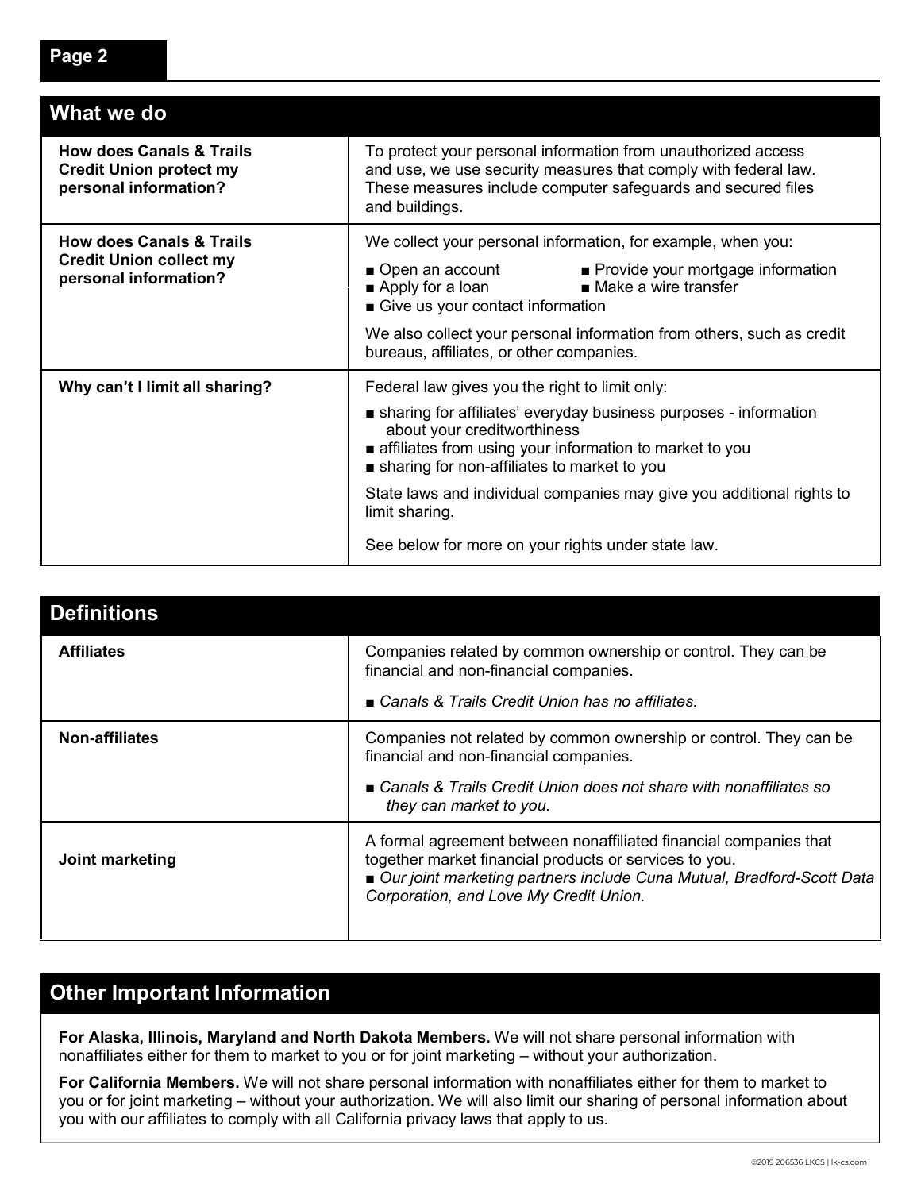| What we do | |
|---|---|
| **How does Canals & Trails Credit Union protect my personal information?** | To protect your personal information from unauthorized access and use, we use security measures that comply with federal law. These measures include computer safeguards and secured files and buildings. |
| **How does Canals & Trails Credit Union collect my personal information?** | We collect your personal information, for example, when you:<br>■ Open an account<br>■ Provide your mortgage information<br>■ Apply for a loan<br>■ Make a wire transfer<br>■ Give us your contact information<br><br>We also collect your personal information from others, such as credit bureaus, affiliates, or other companies. |
| **Why can't I limit all sharing?** | Federal law gives you the right to limit only:<br>■ sharing for affiliates' everyday business purposes - information about your creditworthiness<br>■ affiliates from using your information to market to you<br>■ sharing for non-affiliates to market to you<br><br>State laws and individual companies may give you additional rights to limit sharing.<br><br>See below for more on your rights under state law. |

| Definitions | |
|---|---|
| **Affiliates** | Companies related by common ownership or control. They can be financial and non-financial companies.<br>■ *Canals & Trails Credit Union has no affiliates.* |
| **Non-affiliates** | Companies not related by common ownership or control. They can be financial and non-financial companies.<br>■ *Canals & Trails Credit Union does not share with nonaffiliates so they can market to you.* |
| **Joint marketing** | A formal agreement between nonaffiliated financial companies that together market financial products or services to you.<br>■ *Our joint marketing partners include Cuna Mutual, Bradford-Scott Data Corporation, and Love My Credit Union.* |

## Other Important Information

**For Alaska, Illinois, Maryland and North Dakota Members.** We will not share personal information with nonaffiliates either for them to market to you or for joint marketing – without your authorization.

**For California Members.** We will not share personal information with nonaffiliates either for them to market to you or for joint marketing – without your authorization. We will also limit our sharing of personal information about you with our affiliates to comply with all California privacy laws that apply to us.

©2019 206536 LKCS | lk-cs.com